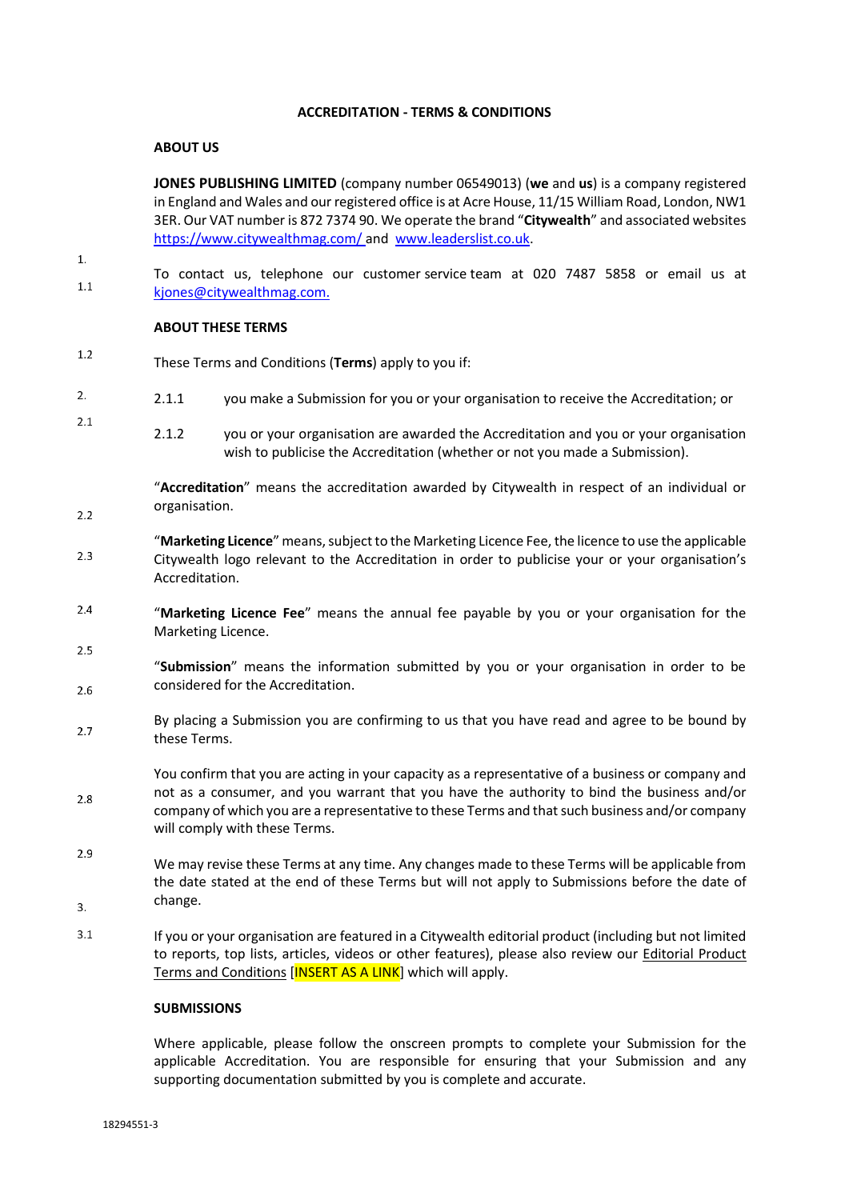**ACCREDITATION - TERMS & CONDITIONS**

1. **ABOUT US**

1.1 **JONES PUBLISHING LIMITED** (company number 06549013) (**we** and **us**) is a company registered in England and Wales and our registered office is at Acre House, 11/15 William Road, London, NW1 3ER. Our VAT number is 872 7374 90. We operate the brand "**Citywealth**" and associated websites https://www.citywealthmag.com/ and www.leaderslist.co.uk.

1.2 To contact us, telephone our customer service team at 020 7487 5858 or email us at kjones@citywealthmag.com.

2. **ABOUT THESE TERMS**

2.1 These Terms and Conditions (**Terms**) apply to you if:

2.1.1 you make a Submission for you or your organisation to receive the Accreditation; or

2.1.2 you or your organisation are awarded the Accreditation and you or your organisation wish to publicise the Accreditation (whether or not you made a Submission).

2.2 "**Accreditation**" means the accreditation awarded by Citywealth in respect of an individual or organisation.

2.3 "**Marketing Licence**" means, subject to the Marketing Licence Fee, the licence to use the applicable Citywealth logo relevant to the Accreditation in order to publicise your or your organisation's Accreditation.

2.4 "**Marketing Licence Fee**" means the annual fee payable by you or your organisation for the Marketing Licence.

2.5 "**Submission**" means the information submitted by you or your organisation in order to be considered for the Accreditation.

2.6 By placing a Submission you are confirming to us that you have read and agree to be bound by these Terms.

2.7 You confirm that you are acting in your capacity as a representative of a business or company and not as a consumer, and you warrant that you have the authority to bind the business and/or company of which you are a representative to these Terms and that such business and/or company will comply with these Terms.

2.8 We may revise these Terms at any time. Any changes made to these Terms will be applicable from the date stated at the end of these Terms but will not apply to Submissions before the date of change.

2.9 If you or your organisation are featured in a Citywealth editorial product (including but not limited to reports, top lists, articles, videos or other features), please also review our Editorial Product Terms and Conditions [INSERT AS A LINK] which will apply.

3. **SUBMISSIONS**

3.1 Where applicable, please follow the onscreen prompts to complete your Submission for the applicable Accreditation. You are responsible for ensuring that your Submission and any supporting documentation submitted by you is complete and accurate.

18294551-3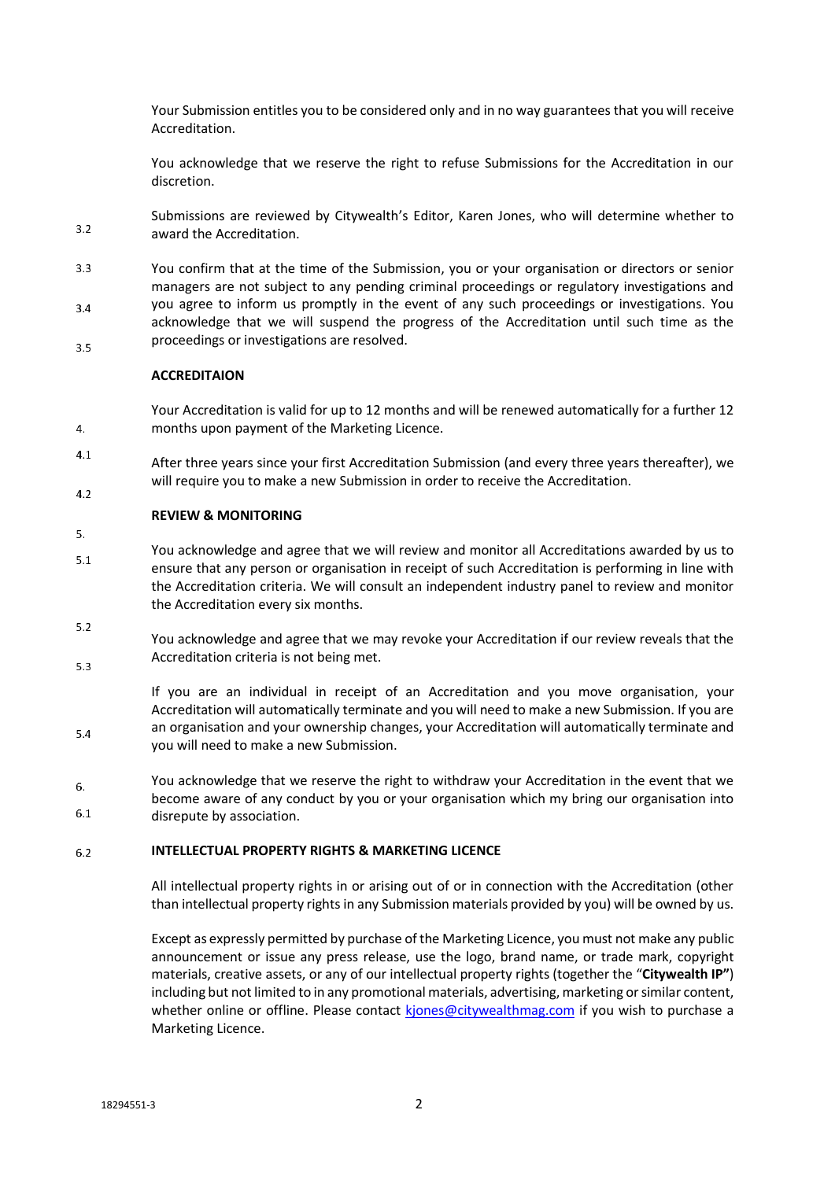Your Submission entitles you to be considered only and in no way guarantees that you will receive Accreditation.

3.2 You acknowledge that we reserve the right to refuse Submissions for the Accreditation in our discretion.

3.3 Submissions are reviewed by Citywealth's Editor, Karen Jones, who will determine whether to award the Accreditation.

3.4 You confirm that at the time of the Submission, you or your organisation or directors or senior managers are not subject to any pending criminal proceedings or regulatory investigations and you agree to inform us promptly in the event of any such proceedings or investigations. You acknowledge that we will suspend the progress of the Accreditation until such time as the proceedings or investigations are resolved.

3.5

4. **ACCREDITAION**

4.1 Your Accreditation is valid for up to 12 months and will be renewed automatically for a further 12 months upon payment of the Marketing Licence.

4.2 After three years since your first Accreditation Submission (and every three years thereafter), we will require you to make a new Submission in order to receive the Accreditation.

5. **REVIEW & MONITORING**

5.1 You acknowledge and agree that we will review and monitor all Accreditations awarded by us to ensure that any person or organisation in receipt of such Accreditation is performing in line with the Accreditation criteria. We will consult an independent industry panel to review and monitor the Accreditation every six months.

5.2 You acknowledge and agree that we may revoke your Accreditation if our review reveals that the Accreditation criteria is not being met.

5.3 If you are an individual in receipt of an Accreditation and you move organisation, your Accreditation will automatically terminate and you will need to make a new Submission. If you are an organisation and your ownership changes, your Accreditation will automatically terminate and you will need to make a new Submission.

5.4 You acknowledge that we reserve the right to withdraw your Accreditation in the event that we become aware of any conduct by you or your organisation which my bring our organisation into disrepute by association.

6. **INTELLECTUAL PROPERTY RIGHTS & MARKETING LICENCE**

6.1 All intellectual property rights in or arising out of or in connection with the Accreditation (other than intellectual property rights in any Submission materials provided by you) will be owned by us.

6.2 Except as expressly permitted by purchase of the Marketing Licence, you must not make any public announcement or issue any press release, use the logo, brand name, or trade mark, copyright materials, creative assets, or any of our intellectual property rights (together the "**Citywealth IP**") including but not limited to in any promotional materials, advertising, marketing or similar content, whether online or offline. Please contact kjones@citywealthmag.com if you wish to purchase a Marketing Licence.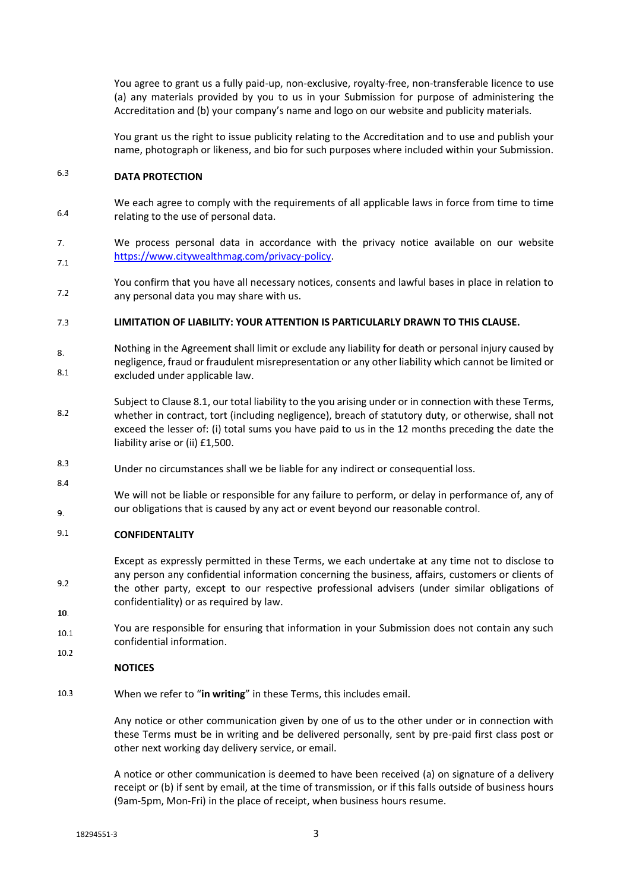6.3 You agree to grant us a fully paid-up, non-exclusive, royalty-free, non-transferable licence to use (a) any materials provided by you to us in your Submission for purpose of administering the Accreditation and (b) your company's name and logo on our website and publicity materials.

6.4 You grant us the right to issue publicity relating to the Accreditation and to use and publish your name, photograph or likeness, and bio for such purposes where included within your Submission.

## 7. DATA PROTECTION

7.1 We each agree to comply with the requirements of all applicable laws in force from time to time relating to the use of personal data.

7.2 We process personal data in accordance with the privacy notice available on our website [https://www.citywealthmag.com/privacy-policy](https://www.citywealthmag.com/privacy-policy).

7.3 You confirm that you have all necessary notices, consents and lawful bases in place in relation to any personal data you may share with us.

## 8. LIMITATION OF LIABILITY: YOUR ATTENTION IS PARTICULARLY DRAWN TO THIS CLAUSE.

8.1 Nothing in the Agreement shall limit or exclude any liability for death or personal injury caused by negligence, fraud or fraudulent misrepresentation or any other liability which cannot be limited or excluded under applicable law.

8.2 Subject to Clause 8.1, our total liability to the you arising under or in connection with these Terms, whether in contract, tort (including negligence), breach of statutory duty, or otherwise, shall not exceed the lesser of: (i) total sums you have paid to us in the 12 months preceding the date the liability arise or (ii) £1,500.

8.3 Under no circumstances shall we be liable for any indirect or consequential loss.

8.4 We will not be liable or responsible for any failure to perform, or delay in performance of, any of our obligations that is caused by any act or event beyond our reasonable control.

## 9. CONFIDENTALITY

9.1 Except as expressly permitted in these Terms, we each undertake at any time not to disclose to any person any confidential information concerning the business, affairs, customers or clients of the other party, except to our respective professional advisers (under similar obligations of confidentiality) or as required by law.

9.2 You are responsible for ensuring that information in your Submission does not contain any such confidential information.

## 10. NOTICES

10.1 When we refer to "**in writing**" in these Terms, this includes email.

10.2 Any notice or other communication given by one of us to the other under or in connection with these Terms must be in writing and be delivered personally, sent by pre-paid first class post or other next working day delivery service, or email.

10.3 A notice or other communication is deemed to have been received (a) on signature of a delivery receipt or (b) if sent by email, at the time of transmission, or if this falls outside of business hours (9am-5pm, Mon-Fri) in the place of receipt, when business hours resume.

18294551-3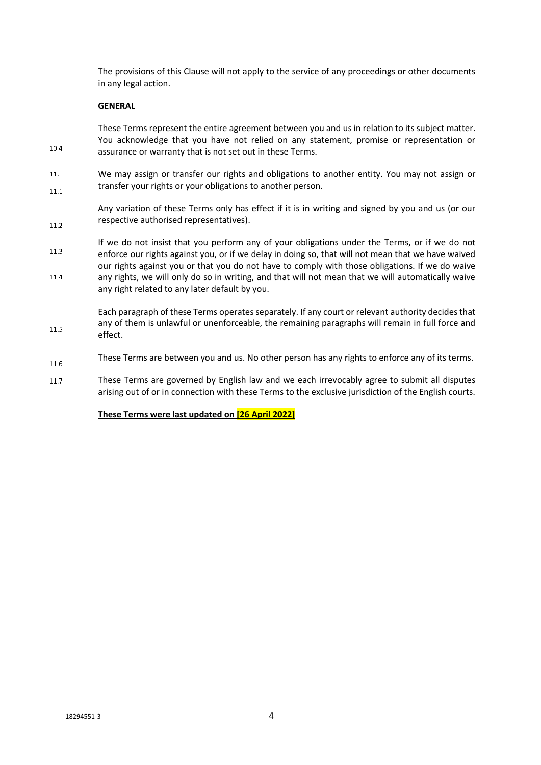The provisions of this Clause will not apply to the service of any proceedings or other documents in any legal action.

11. **GENERAL**

11.1 These Terms represent the entire agreement between you and us in relation to its subject matter. You acknowledge that you have not relied on any statement, promise or representation or assurance or warranty that is not set out in these Terms.

11.2 We may assign or transfer our rights and obligations to another entity. You may not assign or transfer your rights or your obligations to another person.

11.3 Any variation of these Terms only has effect if it is in writing and signed by you and us (or our respective authorised representatives).

11.4 If we do not insist that you perform any of your obligations under the Terms, or if we do not enforce our rights against you, or if we delay in doing so, that will not mean that we have waived our rights against you or that you do not have to comply with those obligations. If we do waive any rights, we will only do so in writing, and that will not mean that we will automatically waive any right related to any later default by you.

11.5 Each paragraph of these Terms operates separately. If any court or relevant authority decides that any of them is unlawful or unenforceable, the remaining paragraphs will remain in full force and effect.

11.6 These Terms are between you and us. No other person has any rights to enforce any of its terms.

11.7 These Terms are governed by English law and we each irrevocably agree to submit all disputes arising out of or in connection with these Terms to the exclusive jurisdiction of the English courts.

**These Terms were last updated on [26 April 2022]**